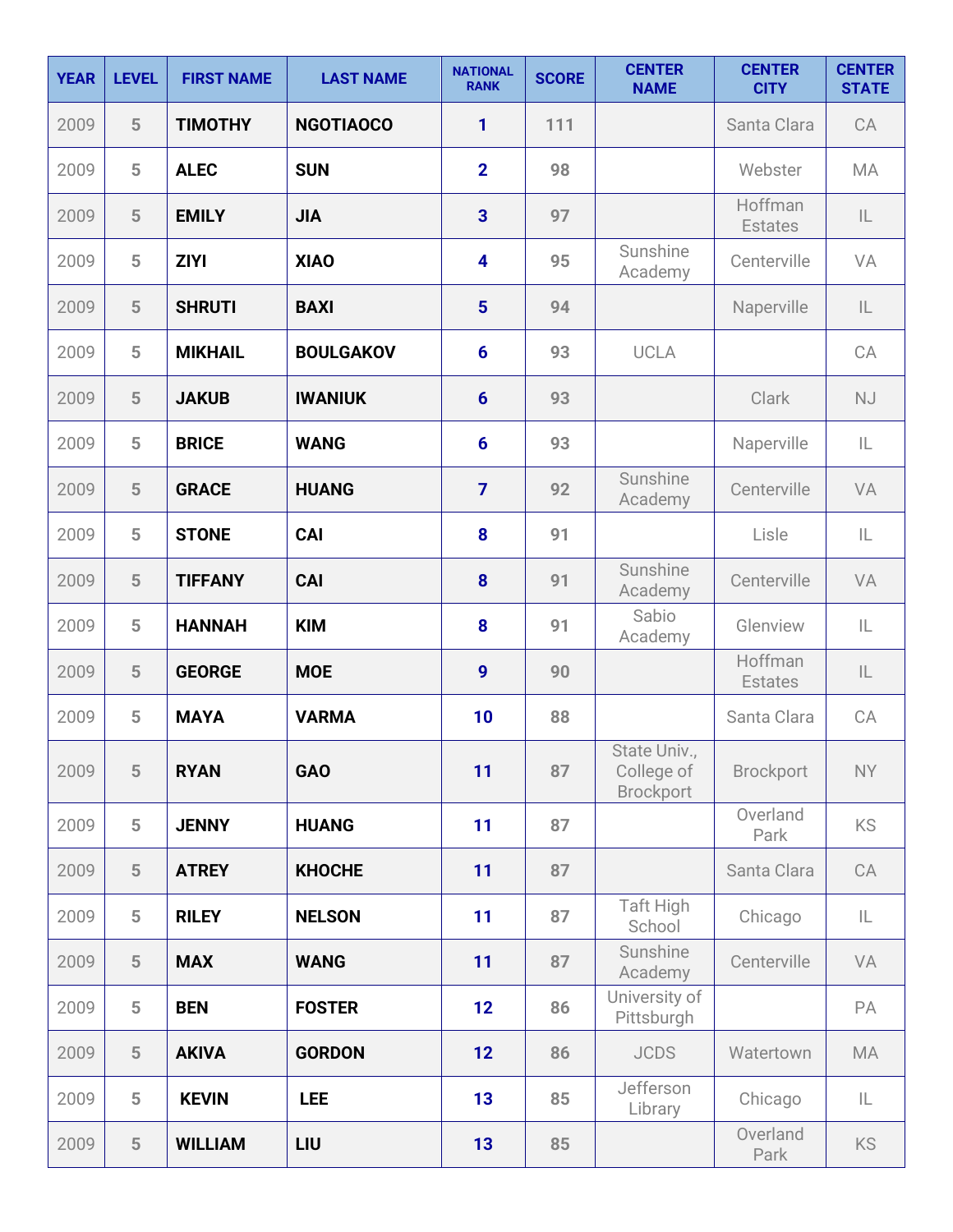| YEAR | LEVEL | FIRST NAME | LAST NAME | NATIONAL RANK | SCORE | CENTER NAME | CENTER CITY | CENTER STATE |
|---|---|---|---|---|---|---|---|---|
| 2009 | 5 | TIMOTHY | NGOTIAOCO | 1 | 111 | | Santa Clara | CA |
| 2009 | 5 | ALEC | SUN | 2 | 98 | | Webster | MA |
| 2009 | 5 | EMILY | JIA | 3 | 97 | | Hoffman Estates | IL |
| 2009 | 5 | ZIYI | XIAO | 4 | 95 | Sunshine Academy | Centerville | VA |
| 2009 | 5 | SHRUTI | BAXI | 5 | 94 | | Naperville | IL |
| 2009 | 5 | MIKHAIL | BOULGAKOV | 6 | 93 | UCLA | | CA |
| 2009 | 5 | JAKUB | IWANIUK | 6 | 93 | | Clark | NJ |
| 2009 | 5 | BRICE | WANG | 6 | 93 | | Naperville | IL |
| 2009 | 5 | GRACE | HUANG | 7 | 92 | Sunshine Academy | Centerville | VA |
| 2009 | 5 | STONE | CAI | 8 | 91 | | Lisle | IL |
| 2009 | 5 | TIFFANY | CAI | 8 | 91 | Sunshine Academy | Centerville | VA |
| 2009 | 5 | HANNAH | KIM | 8 | 91 | Sabio Academy | Glenview | IL |
| 2009 | 5 | GEORGE | MOE | 9 | 90 | | Hoffman Estates | IL |
| 2009 | 5 | MAYA | VARMA | 10 | 88 | | Santa Clara | CA |
| 2009 | 5 | RYAN | GAO | 11 | 87 | State Univ., College of Brockport | Brockport | NY |
| 2009 | 5 | JENNY | HUANG | 11 | 87 | | Overland Park | KS |
| 2009 | 5 | ATREY | KHOCHE | 11 | 87 | | Santa Clara | CA |
| 2009 | 5 | RILEY | NELSON | 11 | 87 | Taft High School | Chicago | IL |
| 2009 | 5 | MAX | WANG | 11 | 87 | Sunshine Academy | Centerville | VA |
| 2009 | 5 | BEN | FOSTER | 12 | 86 | University of Pittsburgh | | PA |
| 2009 | 5 | AKIVA | GORDON | 12 | 86 | JCDS | Watertown | MA |
| 2009 | 5 | KEVIN | LEE | 13 | 85 | Jefferson Library | Chicago | IL |
| 2009 | 5 | WILLIAM | LIU | 13 | 85 | | Overland Park | KS |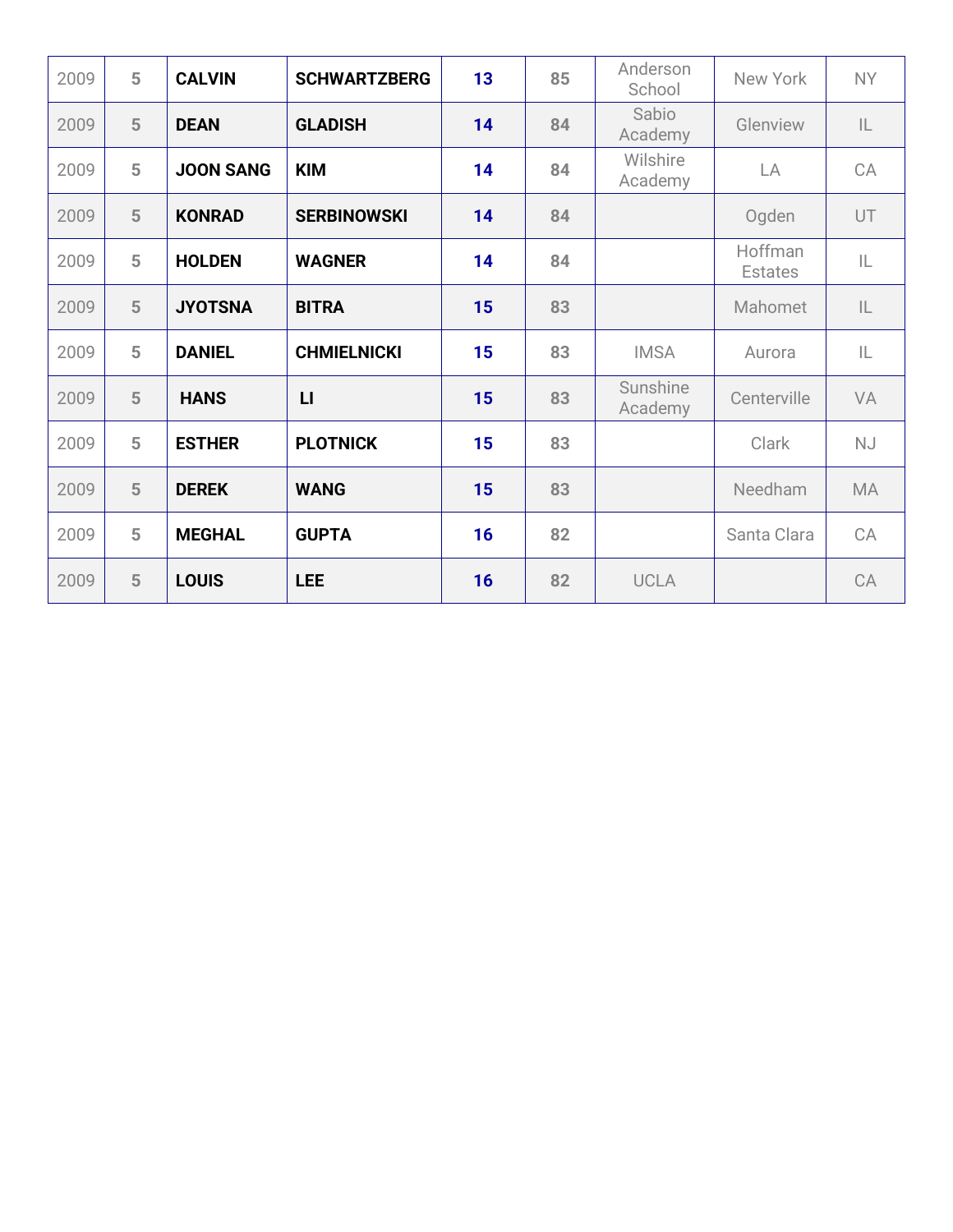| | | | | | | | | |
|---|---|---|---|---|---|---|---|---|
| 2009 | 5 | **CALVIN** | **SCHWARTZBERG** | **13** | **85** | Anderson School | New York | NY |
| 2009 | 5 | **DEAN** | **GLADISH** | **14** | **84** | Sabio Academy | Glenview | IL |
| 2009 | 5 | **JOON SANG** | **KIM** | **14** | **84** | Wilshire Academy | LA | CA |
| 2009 | 5 | **KONRAD** | **SERBINOWSKI** | **14** | **84** | | Ogden | UT |
| 2009 | 5 | **HOLDEN** | **WAGNER** | **14** | **84** | | Hoffman Estates | IL |
| 2009 | 5 | **JYOTSNA** | **BITRA** | **15** | **83** | | Mahomet | IL |
| 2009 | 5 | **DANIEL** | **CHMIELNICKI** | **15** | **83** | IMSA | Aurora | IL |
| 2009 | 5 | **HANS** | **LI** | **15** | **83** | Sunshine Academy | Centerville | VA |
| 2009 | 5 | **ESTHER** | **PLOTNICK** | **15** | **83** | | Clark | NJ |
| 2009 | 5 | **DEREK** | **WANG** | **15** | **83** | | Needham | MA |
| 2009 | 5 | **MEGHAL** | **GUPTA** | **16** | **82** | | Santa Clara | CA |
| 2009 | 5 | **LOUIS** | **LEE** | **16** | **82** | UCLA | | CA |